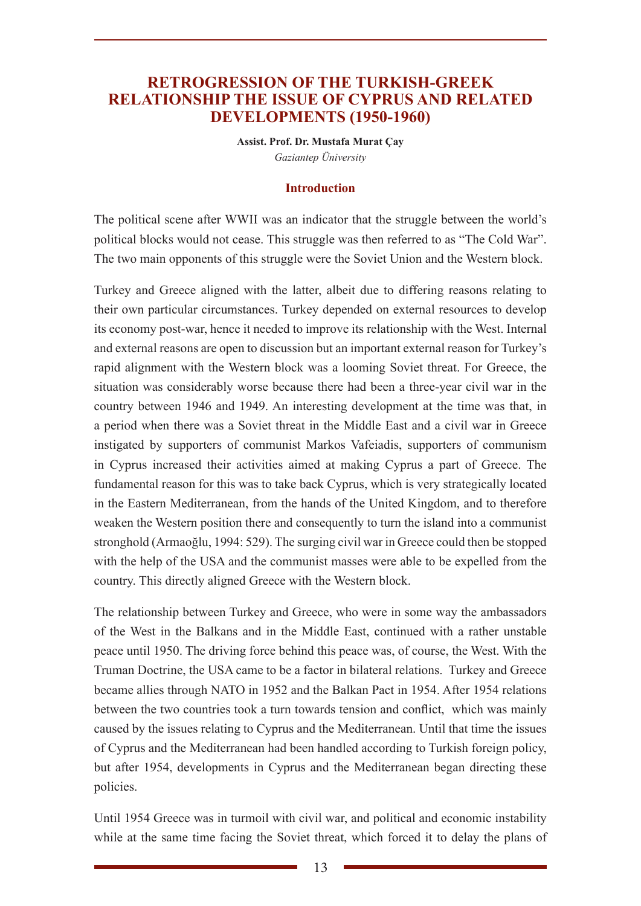# RETROGRESSION OF THE TURKISH-GREEK RELATIONSHIP THE ISSUE OF CYPRUS AND RELATED DEVELOPMENTS (1950-1960)

**Assist. Prof. Dr. Mustafa Murat Çay**
*Gaziantep Üniversity*

## Introduction

The political scene after WWII was an indicator that the struggle between the world's political blocks would not cease. This struggle was then referred to as "The Cold War". The two main opponents of this struggle were the Soviet Union and the Western block.

Turkey and Greece aligned with the latter, albeit due to differing reasons relating to their own particular circumstances. Turkey depended on external resources to develop its economy post-war, hence it needed to improve its relationship with the West. Internal and external reasons are open to discussion but an important external reason for Turkey's rapid alignment with the Western block was a looming Soviet threat. For Greece, the situation was considerably worse because there had been a three-year civil war in the country between 1946 and 1949. An interesting development at the time was that, in a period when there was a Soviet threat in the Middle East and a civil war in Greece instigated by supporters of communist Markos Vafeiadis, supporters of communism in Cyprus increased their activities aimed at making Cyprus a part of Greece. The fundamental reason for this was to take back Cyprus, which is very strategically located in the Eastern Mediterranean, from the hands of the United Kingdom, and to therefore weaken the Western position there and consequently to turn the island into a communist stronghold (Armaoğlu, 1994: 529). The surging civil war in Greece could then be stopped with the help of the USA and the communist masses were able to be expelled from the country. This directly aligned Greece with the Western block.

The relationship between Turkey and Greece, who were in some way the ambassadors of the West in the Balkans and in the Middle East, continued with a rather unstable peace until 1950. The driving force behind this peace was, of course, the West. With the Truman Doctrine, the USA came to be a factor in bilateral relations. Turkey and Greece became allies through NATO in 1952 and the Balkan Pact in 1954. After 1954 relations between the two countries took a turn towards tension and conflict, which was mainly caused by the issues relating to Cyprus and the Mediterranean. Until that time the issues of Cyprus and the Mediterranean had been handled according to Turkish foreign policy, but after 1954, developments in Cyprus and the Mediterranean began directing these policies.

Until 1954 Greece was in turmoil with civil war, and political and economic instability while at the same time facing the Soviet threat, which forced it to delay the plans of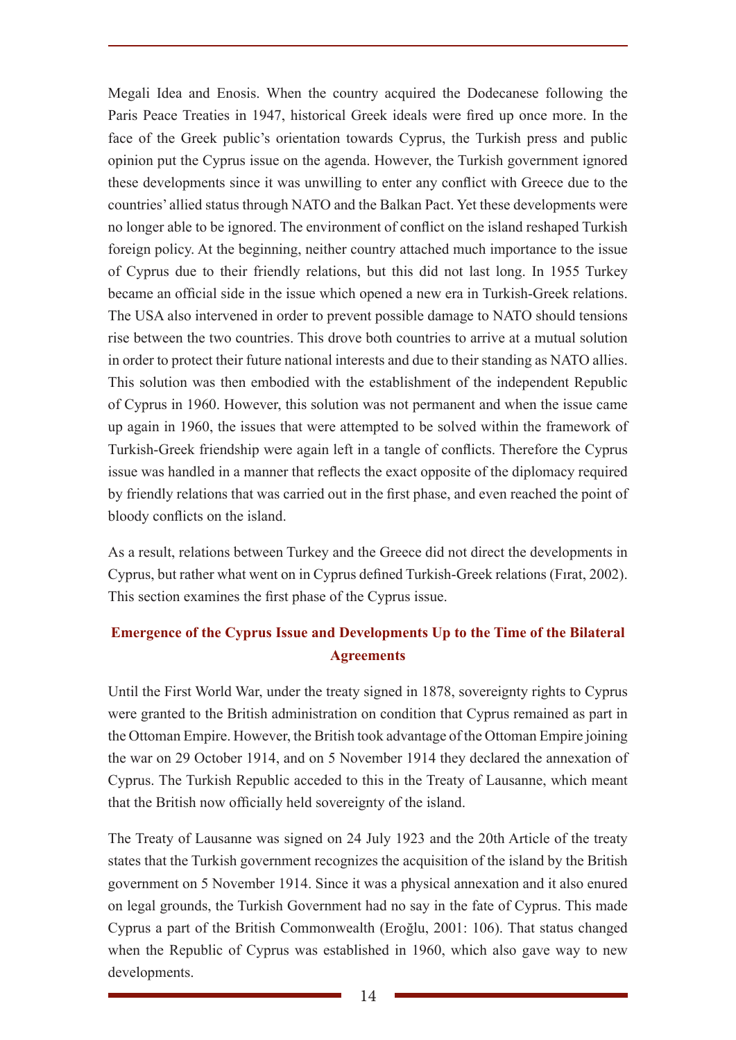Megali Idea and Enosis. When the country acquired the Dodecanese following the Paris Peace Treaties in 1947, historical Greek ideals were fired up once more. In the face of the Greek public's orientation towards Cyprus, the Turkish press and public opinion put the Cyprus issue on the agenda. However, the Turkish government ignored these developments since it was unwilling to enter any conflict with Greece due to the countries' allied status through NATO and the Balkan Pact. Yet these developments were no longer able to be ignored. The environment of conflict on the island reshaped Turkish foreign policy. At the beginning, neither country attached much importance to the issue of Cyprus due to their friendly relations, but this did not last long. In 1955 Turkey became an official side in the issue which opened a new era in Turkish-Greek relations. The USA also intervened in order to prevent possible damage to NATO should tensions rise between the two countries. This drove both countries to arrive at a mutual solution in order to protect their future national interests and due to their standing as NATO allies. This solution was then embodied with the establishment of the independent Republic of Cyprus in 1960. However, this solution was not permanent and when the issue came up again in 1960, the issues that were attempted to be solved within the framework of Turkish-Greek friendship were again left in a tangle of conflicts. Therefore the Cyprus issue was handled in a manner that reflects the exact opposite of the diplomacy required by friendly relations that was carried out in the first phase, and even reached the point of bloody conflicts on the island.

As a result, relations between Turkey and the Greece did not direct the developments in Cyprus, but rather what went on in Cyprus defined Turkish-Greek relations (Fırat, 2002). This section examines the first phase of the Cyprus issue.

## Emergence of the Cyprus Issue and Developments Up to the Time of the Bilateral Agreements

Until the First World War, under the treaty signed in 1878, sovereignty rights to Cyprus were granted to the British administration on condition that Cyprus remained as part in the Ottoman Empire. However, the British took advantage of the Ottoman Empire joining the war on 29 October 1914, and on 5 November 1914 they declared the annexation of Cyprus. The Turkish Republic acceded to this in the Treaty of Lausanne, which meant that the British now officially held sovereignty of the island.

The Treaty of Lausanne was signed on 24 July 1923 and the 20th Article of the treaty states that the Turkish government recognizes the acquisition of the island by the British government on 5 November 1914. Since it was a physical annexation and it also enured on legal grounds, the Turkish Government had no say in the fate of Cyprus. This made Cyprus a part of the British Commonwealth (Eroğlu, 2001: 106). That status changed when the Republic of Cyprus was established in 1960, which also gave way to new developments.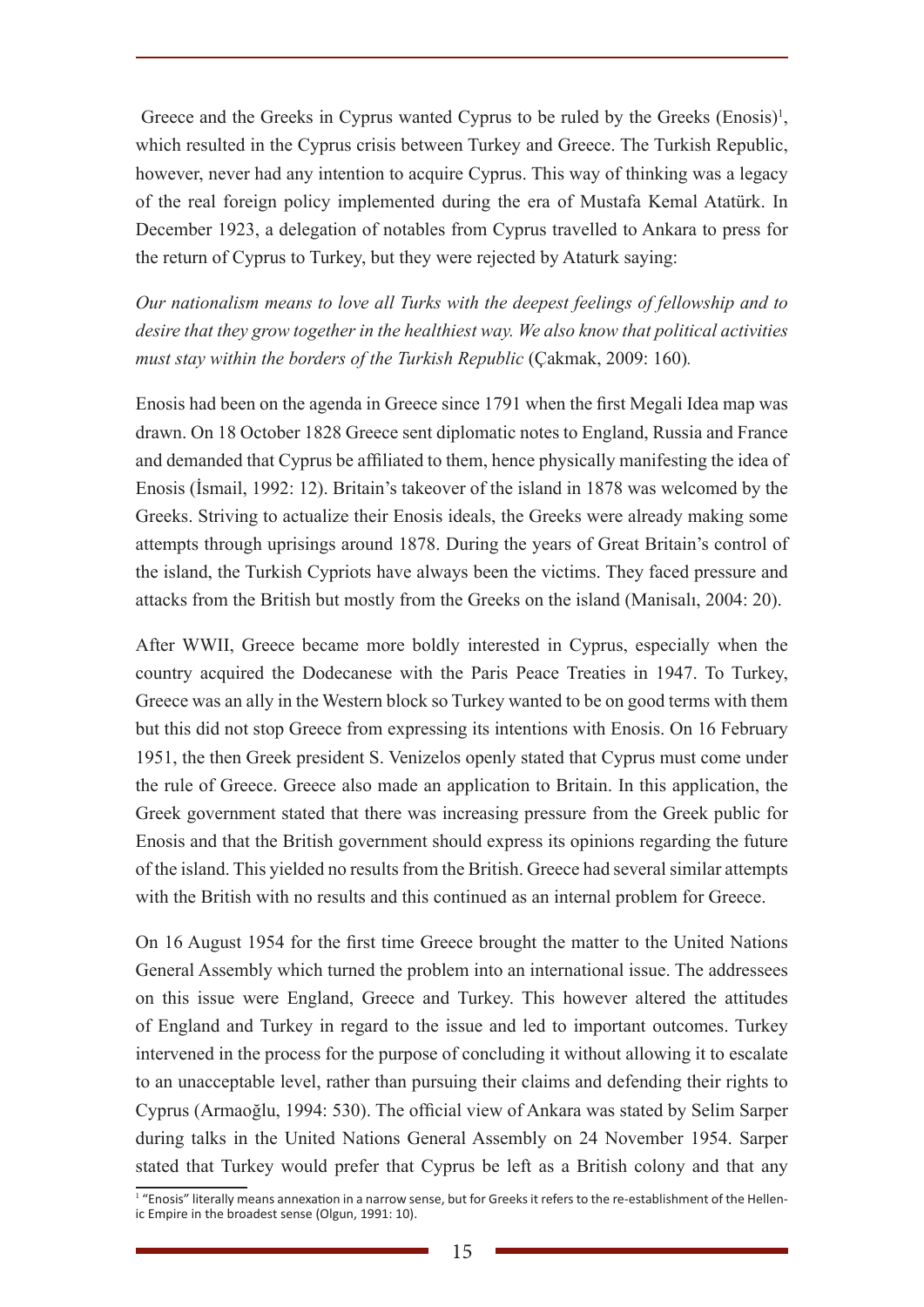Greece and the Greeks in Cyprus wanted Cyprus to be ruled by the Greeks (Enosis)[1], which resulted in the Cyprus crisis between Turkey and Greece. The Turkish Republic, however, never had any intention to acquire Cyprus. This way of thinking was a legacy of the real foreign policy implemented during the era of Mustafa Kemal Atatürk. In December 1923, a delegation of notables from Cyprus travelled to Ankara to press for the return of Cyprus to Turkey, but they were rejected by Ataturk saying:

*Our nationalism means to love all Turks with the deepest feelings of fellowship and to desire that they grow together in the healthiest way. We also know that political activities must stay within the borders of the Turkish Republic* (Çakmak, 2009: 160).

Enosis had been on the agenda in Greece since 1791 when the first Megali Idea map was drawn. On 18 October 1828 Greece sent diplomatic notes to England, Russia and France and demanded that Cyprus be affiliated to them, hence physically manifesting the idea of Enosis (İsmail, 1992: 12). Britain's takeover of the island in 1878 was welcomed by the Greeks. Striving to actualize their Enosis ideals, the Greeks were already making some attempts through uprisings around 1878. During the years of Great Britain's control of the island, the Turkish Cypriots have always been the victims. They faced pressure and attacks from the British but mostly from the Greeks on the island (Manisalı, 2004: 20).

After WWII, Greece became more boldly interested in Cyprus, especially when the country acquired the Dodecanese with the Paris Peace Treaties in 1947. To Turkey, Greece was an ally in the Western block so Turkey wanted to be on good terms with them but this did not stop Greece from expressing its intentions with Enosis. On 16 February 1951, the then Greek president S. Venizelos openly stated that Cyprus must come under the rule of Greece. Greece also made an application to Britain. In this application, the Greek government stated that there was increasing pressure from the Greek public for Enosis and that the British government should express its opinions regarding the future of the island. This yielded no results from the British. Greece had several similar attempts with the British with no results and this continued as an internal problem for Greece.

On 16 August 1954 for the first time Greece brought the matter to the United Nations General Assembly which turned the problem into an international issue. The addressees on this issue were England, Greece and Turkey. This however altered the attitudes of England and Turkey in regard to the issue and led to important outcomes. Turkey intervened in the process for the purpose of concluding it without allowing it to escalate to an unacceptable level, rather than pursuing their claims and defending their rights to Cyprus (Armaoğlu, 1994: 530). The official view of Ankara was stated by Selim Sarper during talks in the United Nations General Assembly on 24 November 1954. Sarper stated that Turkey would prefer that Cyprus be left as a British colony and that any

[1] "Enosis" literally means annexation in a narrow sense, but for Greeks it refers to the re-establishment of the Hellenic Empire in the broadest sense (Olgun, 1991: 10).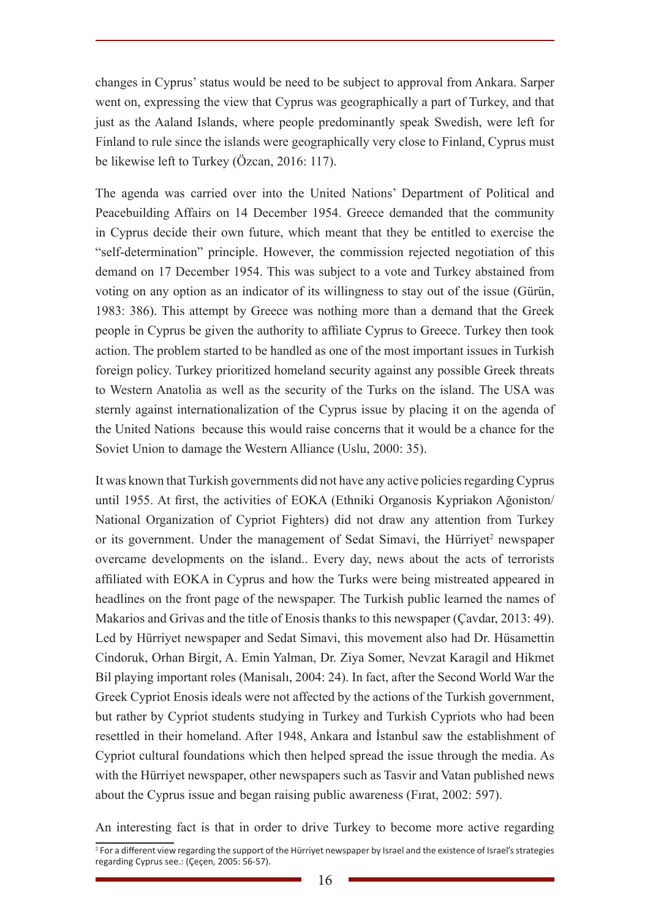changes in Cyprus' status would be need to be subject to approval from Ankara. Sarper went on, expressing the view that Cyprus was geographically a part of Turkey, and that just as the Aaland Islands, where people predominantly speak Swedish, were left for Finland to rule since the islands were geographically very close to Finland, Cyprus must be likewise left to Turkey (Özcan, 2016: 117).

The agenda was carried over into the United Nations' Department of Political and Peacebuilding Affairs on 14 December 1954. Greece demanded that the community in Cyprus decide their own future, which meant that they be entitled to exercise the "self-determination" principle. However, the commission rejected negotiation of this demand on 17 December 1954. This was subject to a vote and Turkey abstained from voting on any option as an indicator of its willingness to stay out of the issue (Gürün, 1983: 386). This attempt by Greece was nothing more than a demand that the Greek people in Cyprus be given the authority to affiliate Cyprus to Greece. Turkey then took action. The problem started to be handled as one of the most important issues in Turkish foreign policy. Turkey prioritized homeland security against any possible Greek threats to Western Anatolia as well as the security of the Turks on the island. The USA was sternly against internationalization of the Cyprus issue by placing it on the agenda of the United Nations because this would raise concerns that it would be a chance for the Soviet Union to damage the Western Alliance (Uslu, 2000: 35).

It was known that Turkish governments did not have any active policies regarding Cyprus until 1955. At first, the activities of EOKA (Ethniki Organosis Kypriakon Ağoniston/ National Organization of Cypriot Fighters) did not draw any attention from Turkey or its government. Under the management of Sedat Simavi, the Hürriyet[2] newspaper overcame developments on the island.. Every day, news about the acts of terrorists affiliated with EOKA in Cyprus and how the Turks were being mistreated appeared in headlines on the front page of the newspaper. The Turkish public learned the names of Makarios and Grivas and the title of Enosis thanks to this newspaper (Çavdar, 2013: 49). Led by Hürriyet newspaper and Sedat Simavi, this movement also had Dr. Hüsamettin Cindoruk, Orhan Birgit, A. Emin Yalman, Dr. Ziya Somer, Nevzat Karagil and Hikmet Bil playing important roles (Manisalı, 2004: 24). In fact, after the Second World War the Greek Cypriot Enosis ideals were not affected by the actions of the Turkish government, but rather by Cypriot students studying in Turkey and Turkish Cypriots who had been resettled in their homeland. After 1948, Ankara and İstanbul saw the establishment of Cypriot cultural foundations which then helped spread the issue through the media. As with the Hürriyet newspaper, other newspapers such as Tasvir and Vatan published news about the Cyprus issue and began raising public awareness (Fırat, 2002: 597).

An interesting fact is that in order to drive Turkey to become more active regarding

[2] For a different view regarding the support of the Hürriyet newspaper by Israel and the existence of Israel's strategies regarding Cyprus see.: (Çeçen, 2005: 56-57).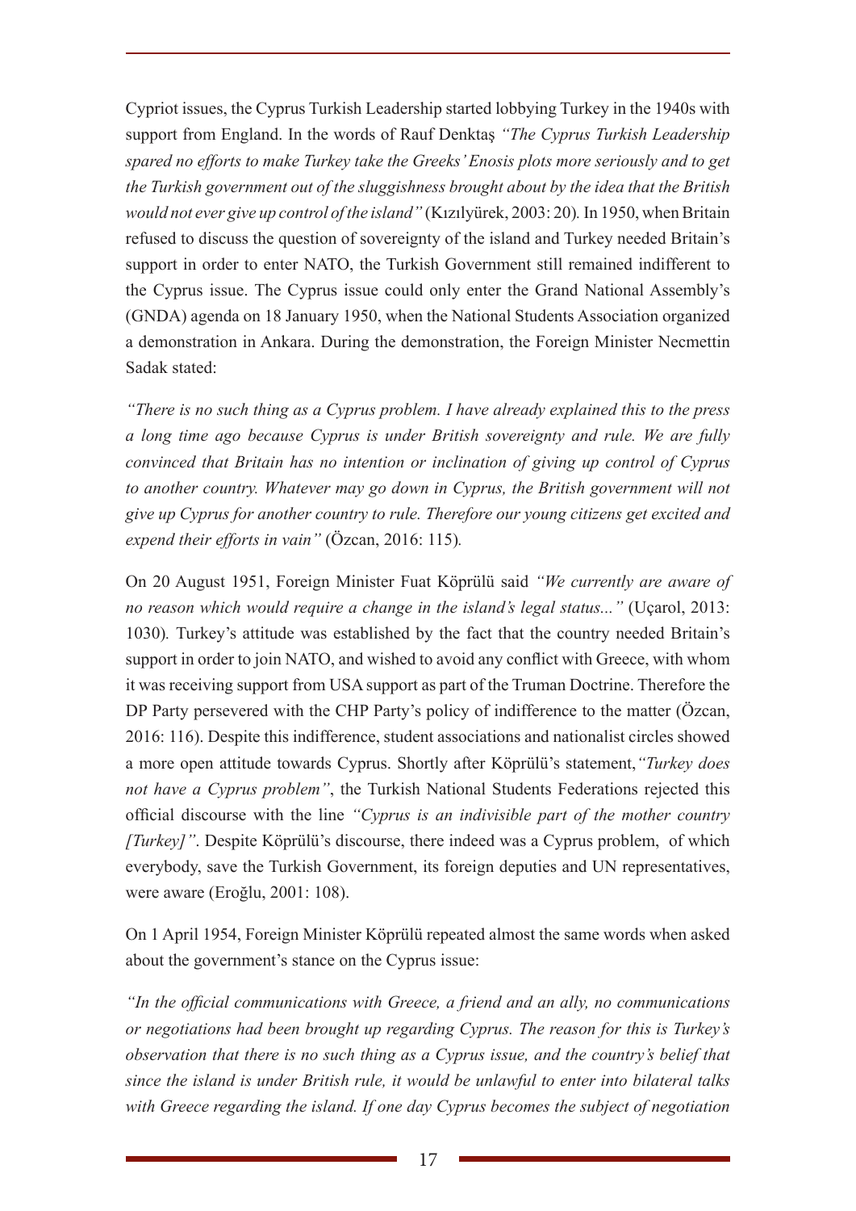Cypriot issues, the Cyprus Turkish Leadership started lobbying Turkey in the 1940s with support from England. In the words of Rauf Denktaş *"The Cyprus Turkish Leadership spared no efforts to make Turkey take the Greeks' Enosis plots more seriously and to get the Turkish government out of the sluggishness brought about by the idea that the British would not ever give up control of the island"* (Kızılyürek, 2003: 20). In 1950, when Britain refused to discuss the question of sovereignty of the island and Turkey needed Britain's support in order to enter NATO, the Turkish Government still remained indifferent to the Cyprus issue. The Cyprus issue could only enter the Grand National Assembly's (GNDA) agenda on 18 January 1950, when the National Students Association organized a demonstration in Ankara. During the demonstration, the Foreign Minister Necmettin Sadak stated:

*"There is no such thing as a Cyprus problem. I have already explained this to the press a long time ago because Cyprus is under British sovereignty and rule. We are fully convinced that Britain has no intention or inclination of giving up control of Cyprus to another country. Whatever may go down in Cyprus, the British government will not give up Cyprus for another country to rule. Therefore our young citizens get excited and expend their efforts in vain"* (Özcan, 2016: 115).

On 20 August 1951, Foreign Minister Fuat Köprülü said *"We currently are aware of no reason which would require a change in the island's legal status..."* (Uçarol, 2013: 1030). Turkey's attitude was established by the fact that the country needed Britain's support in order to join NATO, and wished to avoid any conflict with Greece, with whom it was receiving support from USA support as part of the Truman Doctrine. Therefore the DP Party persevered with the CHP Party's policy of indifference to the matter (Özcan, 2016: 116). Despite this indifference, student associations and nationalist circles showed a more open attitude towards Cyprus. Shortly after Köprülü's statement, *"Turkey does not have a Cyprus problem"*, the Turkish National Students Federations rejected this official discourse with the line *"Cyprus is an indivisible part of the mother country [Turkey]"*. Despite Köprülü's discourse, there indeed was a Cyprus problem, of which everybody, save the Turkish Government, its foreign deputies and UN representatives, were aware (Eroğlu, 2001: 108).

On 1 April 1954, Foreign Minister Köprülü repeated almost the same words when asked about the government's stance on the Cyprus issue:

*"In the official communications with Greece, a friend and an ally, no communications or negotiations had been brought up regarding Cyprus. The reason for this is Turkey's observation that there is no such thing as a Cyprus issue, and the country's belief that since the island is under British rule, it would be unlawful to enter into bilateral talks with Greece regarding the island. If one day Cyprus becomes the subject of negotiation*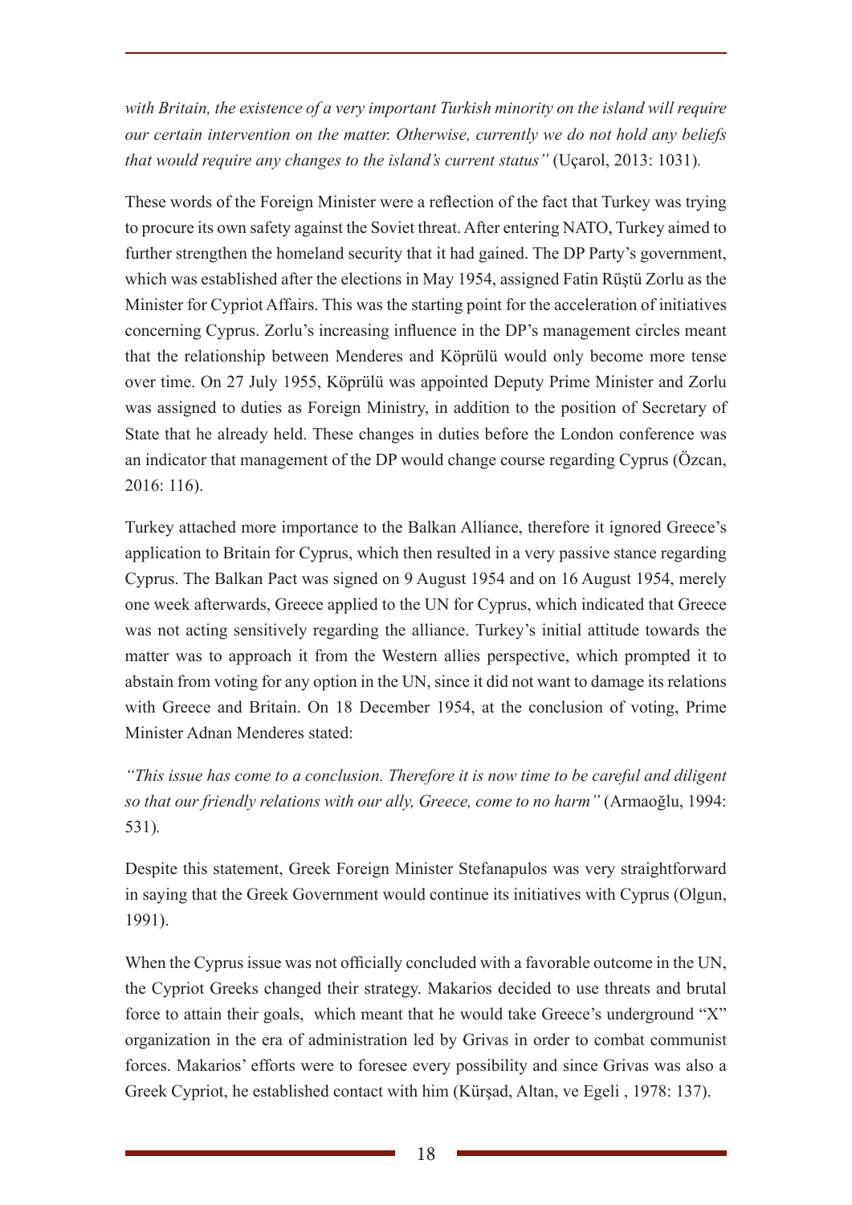*with Britain, the existence of a very important Turkish minority on the island will require our certain intervention on the matter. Otherwise, currently we do not hold any beliefs that would require any changes to the island's current status"* (Uçarol, 2013: 1031).

These words of the Foreign Minister were a reflection of the fact that Turkey was trying to procure its own safety against the Soviet threat. After entering NATO, Turkey aimed to further strengthen the homeland security that it had gained. The DP Party's government, which was established after the elections in May 1954, assigned Fatin Rüştü Zorlu as the Minister for Cypriot Affairs. This was the starting point for the acceleration of initiatives concerning Cyprus. Zorlu's increasing influence in the DP's management circles meant that the relationship between Menderes and Köprülü would only become more tense over time. On 27 July 1955, Köprülü was appointed Deputy Prime Minister and Zorlu was assigned to duties as Foreign Ministry, in addition to the position of Secretary of State that he already held. These changes in duties before the London conference was an indicator that management of the DP would change course regarding Cyprus (Özcan, 2016: 116).

Turkey attached more importance to the Balkan Alliance, therefore it ignored Greece's application to Britain for Cyprus, which then resulted in a very passive stance regarding Cyprus. The Balkan Pact was signed on 9 August 1954 and on 16 August 1954, merely one week afterwards, Greece applied to the UN for Cyprus, which indicated that Greece was not acting sensitively regarding the alliance. Turkey's initial attitude towards the matter was to approach it from the Western allies perspective, which prompted it to abstain from voting for any option in the UN, since it did not want to damage its relations with Greece and Britain. On 18 December 1954, at the conclusion of voting, Prime Minister Adnan Menderes stated:

*"This issue has come to a conclusion. Therefore it is now time to be careful and diligent so that our friendly relations with our ally, Greece, come to no harm"* (Armaoğlu, 1994: 531).

Despite this statement, Greek Foreign Minister Stefanapulos was very straightforward in saying that the Greek Government would continue its initiatives with Cyprus (Olgun, 1991).

When the Cyprus issue was not officially concluded with a favorable outcome in the UN, the Cypriot Greeks changed their strategy. Makarios decided to use threats and brutal force to attain their goals, which meant that he would take Greece's underground "X" organization in the era of administration led by Grivas in order to combat communist forces. Makarios' efforts were to foresee every possibility and since Grivas was also a Greek Cypriot, he established contact with him (Kürşad, Altan, ve Egeli , 1978: 137).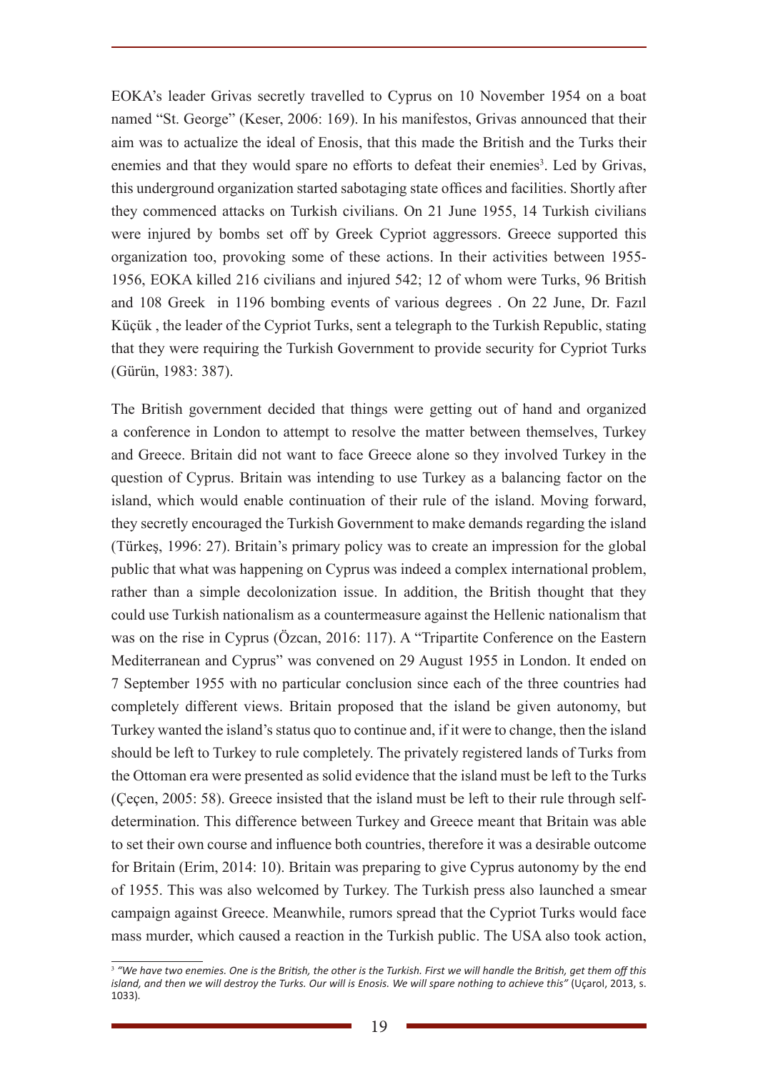EOKA's leader Grivas secretly travelled to Cyprus on 10 November 1954 on a boat named "St. George" (Keser, 2006: 169). In his manifestos, Grivas announced that their aim was to actualize the ideal of Enosis, that this made the British and the Turks their enemies and that they would spare no efforts to defeat their enemies[3]. Led by Grivas, this underground organization started sabotaging state offices and facilities. Shortly after they commenced attacks on Turkish civilians. On 21 June 1955, 14 Turkish civilians were injured by bombs set off by Greek Cypriot aggressors. Greece supported this organization too, provoking some of these actions. In their activities between 1955-1956, EOKA killed 216 civilians and injured 542; 12 of whom were Turks, 96 British and 108 Greek in 1196 bombing events of various degrees . On 22 June, Dr. Fazıl Küçük , the leader of the Cypriot Turks, sent a telegraph to the Turkish Republic, stating that they were requiring the Turkish Government to provide security for Cypriot Turks (Gürün, 1983: 387).

The British government decided that things were getting out of hand and organized a conference in London to attempt to resolve the matter between themselves, Turkey and Greece. Britain did not want to face Greece alone so they involved Turkey in the question of Cyprus. Britain was intending to use Turkey as a balancing factor on the island, which would enable continuation of their rule of the island. Moving forward, they secretly encouraged the Turkish Government to make demands regarding the island (Türkeş, 1996: 27). Britain's primary policy was to create an impression for the global public that what was happening on Cyprus was indeed a complex international problem, rather than a simple decolonization issue. In addition, the British thought that they could use Turkish nationalism as a countermeasure against the Hellenic nationalism that was on the rise in Cyprus (Özcan, 2016: 117). A "Tripartite Conference on the Eastern Mediterranean and Cyprus" was convened on 29 August 1955 in London. It ended on 7 September 1955 with no particular conclusion since each of the three countries had completely different views. Britain proposed that the island be given autonomy, but Turkey wanted the island's status quo to continue and, if it were to change, then the island should be left to Turkey to rule completely. The privately registered lands of Turks from the Ottoman era were presented as solid evidence that the island must be left to the Turks (Çeçen, 2005: 58). Greece insisted that the island must be left to their rule through self-determination. This difference between Turkey and Greece meant that Britain was able to set their own course and influence both countries, therefore it was a desirable outcome for Britain (Erim, 2014: 10). Britain was preparing to give Cyprus autonomy by the end of 1955. This was also welcomed by Turkey. The Turkish press also launched a smear campaign against Greece. Meanwhile, rumors spread that the Cypriot Turks would face mass murder, which caused a reaction in the Turkish public. The USA also took action,

---

[3] *"We have two enemies. One is the British, the other is the Turkish. First we will handle the British, get them off this island, and then we will destroy the Turks. Our will is Enosis. We will spare nothing to achieve this"* (Uçarol, 2013, s. 1033).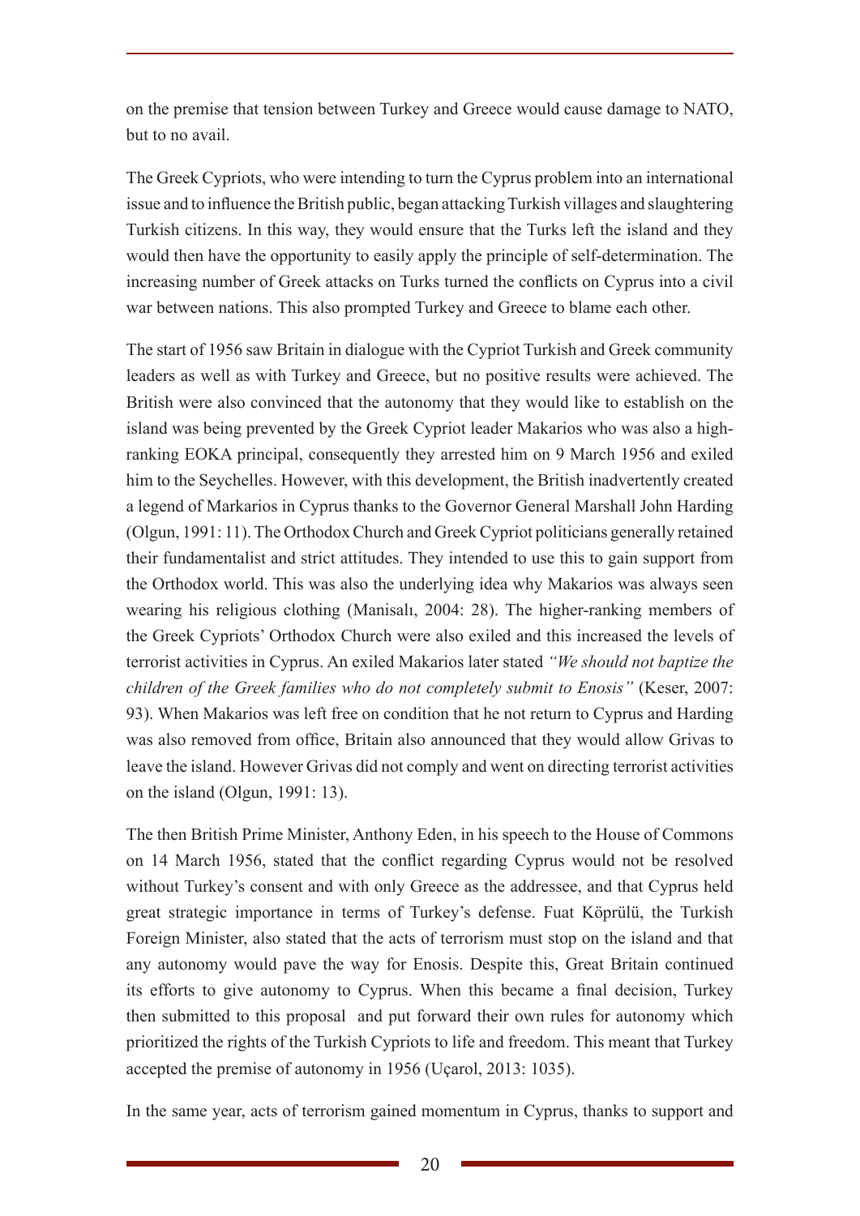on the premise that tension between Turkey and Greece would cause damage to NATO, but to no avail.

The Greek Cypriots, who were intending to turn the Cyprus problem into an international issue and to influence the British public, began attacking Turkish villages and slaughtering Turkish citizens. In this way, they would ensure that the Turks left the island and they would then have the opportunity to easily apply the principle of self-determination. The increasing number of Greek attacks on Turks turned the conflicts on Cyprus into a civil war between nations. This also prompted Turkey and Greece to blame each other.

The start of 1956 saw Britain in dialogue with the Cypriot Turkish and Greek community leaders as well as with Turkey and Greece, but no positive results were achieved. The British were also convinced that the autonomy that they would like to establish on the island was being prevented by the Greek Cypriot leader Makarios who was also a high-ranking EOKA principal, consequently they arrested him on 9 March 1956 and exiled him to the Seychelles. However, with this development, the British inadvertently created a legend of Markarios in Cyprus thanks to the Governor General Marshall John Harding (Olgun, 1991: 11). The Orthodox Church and Greek Cypriot politicians generally retained their fundamentalist and strict attitudes. They intended to use this to gain support from the Orthodox world. This was also the underlying idea why Makarios was always seen wearing his religious clothing (Manisalı, 2004: 28). The higher-ranking members of the Greek Cypriots' Orthodox Church were also exiled and this increased the levels of terrorist activities in Cyprus. An exiled Makarios later stated *"We should not baptize the children of the Greek families who do not completely submit to Enosis"* (Keser, 2007: 93). When Makarios was left free on condition that he not return to Cyprus and Harding was also removed from office, Britain also announced that they would allow Grivas to leave the island. However Grivas did not comply and went on directing terrorist activities on the island (Olgun, 1991: 13).

The then British Prime Minister, Anthony Eden, in his speech to the House of Commons on 14 March 1956, stated that the conflict regarding Cyprus would not be resolved without Turkey's consent and with only Greece as the addressee, and that Cyprus held great strategic importance in terms of Turkey's defense. Fuat Köprülü, the Turkish Foreign Minister, also stated that the acts of terrorism must stop on the island and that any autonomy would pave the way for Enosis. Despite this, Great Britain continued its efforts to give autonomy to Cyprus. When this became a final decision, Turkey then submitted to this proposal and put forward their own rules for autonomy which prioritized the rights of the Turkish Cypriots to life and freedom. This meant that Turkey accepted the premise of autonomy in 1956 (Uçarol, 2013: 1035).

In the same year, acts of terrorism gained momentum in Cyprus, thanks to support and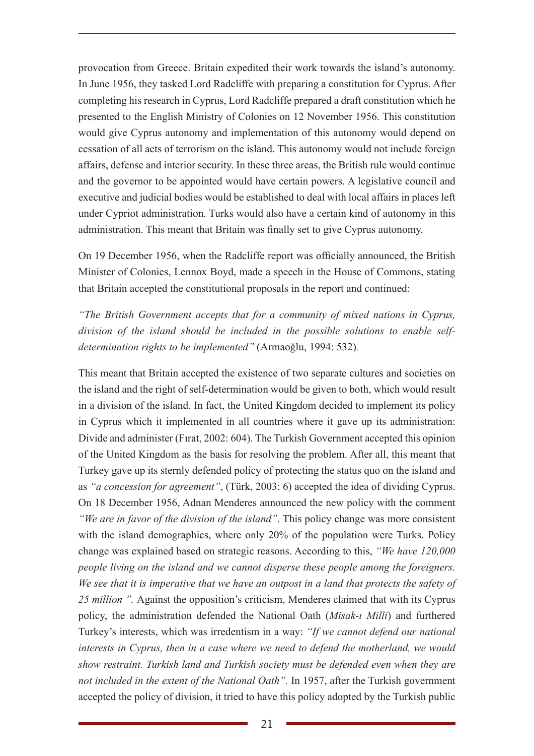provocation from Greece. Britain expedited their work towards the island's autonomy. In June 1956, they tasked Lord Radcliffe with preparing a constitution for Cyprus. After completing his research in Cyprus, Lord Radcliffe prepared a draft constitution which he presented to the English Ministry of Colonies on 12 November 1956. This constitution would give Cyprus autonomy and implementation of this autonomy would depend on cessation of all acts of terrorism on the island. This autonomy would not include foreign affairs, defense and interior security. In these three areas, the British rule would continue and the governor to be appointed would have certain powers. A legislative council and executive and judicial bodies would be established to deal with local affairs in places left under Cypriot administration. Turks would also have a certain kind of autonomy in this administration. This meant that Britain was finally set to give Cyprus autonomy.

On 19 December 1956, when the Radcliffe report was officially announced, the British Minister of Colonies, Lennox Boyd, made a speech in the House of Commons, stating that Britain accepted the constitutional proposals in the report and continued:

*"The British Government accepts that for a community of mixed nations in Cyprus, division of the island should be included in the possible solutions to enable self-determination rights to be implemented"* (Armaoğlu, 1994: 532)*.*

This meant that Britain accepted the existence of two separate cultures and societies on the island and the right of self-determination would be given to both, which would result in a division of the island. In fact, the United Kingdom decided to implement its policy in Cyprus which it implemented in all countries where it gave up its administration: Divide and administer (Fırat, 2002: 604). The Turkish Government accepted this opinion of the United Kingdom as the basis for resolving the problem. After all, this meant that Turkey gave up its sternly defended policy of protecting the status quo on the island and as *"a concession for agreement"*, (Türk, 2003: 6) accepted the idea of dividing Cyprus. On 18 December 1956, Adnan Menderes announced the new policy with the comment *"We are in favor of the division of the island"*. This policy change was more consistent with the island demographics, where only 20% of the population were Turks. Policy change was explained based on strategic reasons. According to this, *"We have 120,000 people living on the island and we cannot disperse these people among the foreigners. We see that it is imperative that we have an outpost in a land that protects the safety of 25 million ".* Against the opposition's criticism, Menderes claimed that with its Cyprus policy, the administration defended the National Oath (*Misak-ı Milli*) and furthered Turkey's interests, which was irredentism in a way: *"If we cannot defend our national interests in Cyprus, then in a case where we need to defend the motherland, we would show restraint. Turkish land and Turkish society must be defended even when they are not included in the extent of the National Oath".* In 1957, after the Turkish government accepted the policy of division, it tried to have this policy adopted by the Turkish public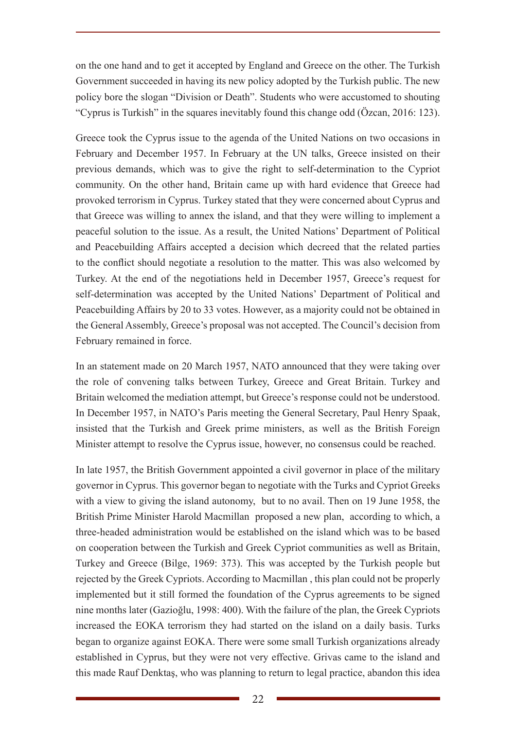on the one hand and to get it accepted by England and Greece on the other. The Turkish Government succeeded in having its new policy adopted by the Turkish public. The new policy bore the slogan "Division or Death". Students who were accustomed to shouting "Cyprus is Turkish" in the squares inevitably found this change odd (Özcan, 2016: 123).

Greece took the Cyprus issue to the agenda of the United Nations on two occasions in February and December 1957. In February at the UN talks, Greece insisted on their previous demands, which was to give the right to self-determination to the Cypriot community. On the other hand, Britain came up with hard evidence that Greece had provoked terrorism in Cyprus. Turkey stated that they were concerned about Cyprus and that Greece was willing to annex the island, and that they were willing to implement a peaceful solution to the issue. As a result, the United Nations' Department of Political and Peacebuilding Affairs accepted a decision which decreed that the related parties to the conflict should negotiate a resolution to the matter. This was also welcomed by Turkey. At the end of the negotiations held in December 1957, Greece's request for self-determination was accepted by the United Nations' Department of Political and Peacebuilding Affairs by 20 to 33 votes. However, as a majority could not be obtained in the General Assembly, Greece's proposal was not accepted. The Council's decision from February remained in force.

In an statement made on 20 March 1957, NATO announced that they were taking over the role of convening talks between Turkey, Greece and Great Britain. Turkey and Britain welcomed the mediation attempt, but Greece's response could not be understood. In December 1957, in NATO's Paris meeting the General Secretary, Paul Henry Spaak, insisted that the Turkish and Greek prime ministers, as well as the British Foreign Minister attempt to resolve the Cyprus issue, however, no consensus could be reached.

In late 1957, the British Government appointed a civil governor in place of the military governor in Cyprus. This governor began to negotiate with the Turks and Cypriot Greeks with a view to giving the island autonomy, but to no avail. Then on 19 June 1958, the British Prime Minister Harold Macmillan proposed a new plan, according to which, a three-headed administration would be established on the island which was to be based on cooperation between the Turkish and Greek Cypriot communities as well as Britain, Turkey and Greece (Bilge, 1969: 373). This was accepted by the Turkish people but rejected by the Greek Cypriots. According to Macmillan , this plan could not be properly implemented but it still formed the foundation of the Cyprus agreements to be signed nine months later (Gazioğlu, 1998: 400). With the failure of the plan, the Greek Cypriots increased the EOKA terrorism they had started on the island on a daily basis. Turks began to organize against EOKA. There were some small Turkish organizations already established in Cyprus, but they were not very effective. Grivas came to the island and this made Rauf Denktaş, who was planning to return to legal practice, abandon this idea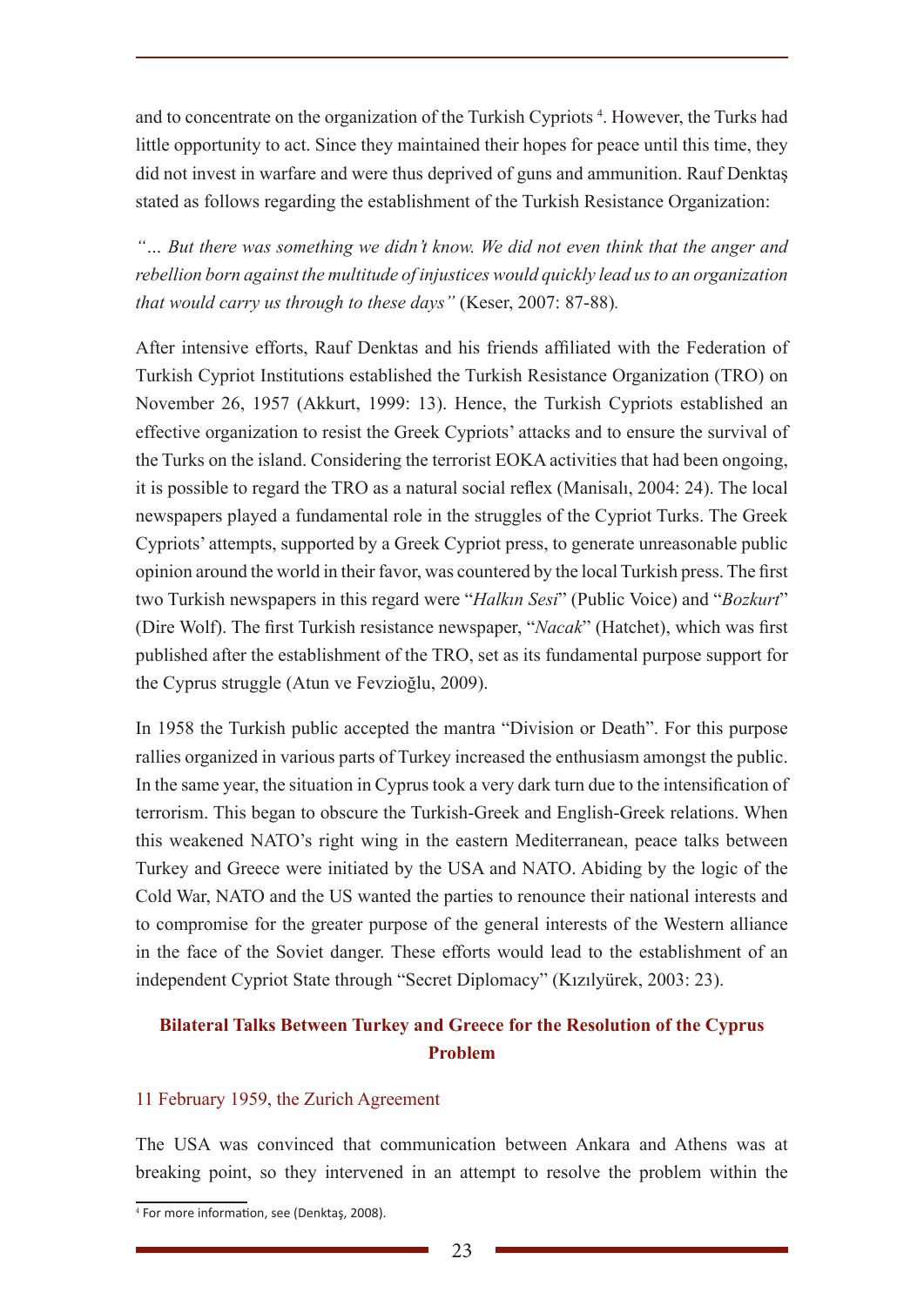and to concentrate on the organization of the Turkish Cypriots [4]. However, the Turks had little opportunity to act. Since they maintained their hopes for peace until this time, they did not invest in warfare and were thus deprived of guns and ammunition. Rauf Denktaş stated as follows regarding the establishment of the Turkish Resistance Organization:

*"… But there was something we didn't know. We did not even think that the anger and rebellion born against the multitude of injustices would quickly lead us to an organization that would carry us through to these days"* (Keser, 2007: 87-88).

After intensive efforts, Rauf Denktas and his friends affiliated with the Federation of Turkish Cypriot Institutions established the Turkish Resistance Organization (TRO) on November 26, 1957 (Akkurt, 1999: 13). Hence, the Turkish Cypriots established an effective organization to resist the Greek Cypriots' attacks and to ensure the survival of the Turks on the island. Considering the terrorist EOKA activities that had been ongoing, it is possible to regard the TRO as a natural social reflex (Manisalı, 2004: 24). The local newspapers played a fundamental role in the struggles of the Cypriot Turks. The Greek Cypriots' attempts, supported by a Greek Cypriot press, to generate unreasonable public opinion around the world in their favor, was countered by the local Turkish press. The first two Turkish newspapers in this regard were "*Halkın Sesi*" (Public Voice) and "*Bozkurt*" (Dire Wolf). The first Turkish resistance newspaper, "*Nacak*" (Hatchet), which was first published after the establishment of the TRO, set as its fundamental purpose support for the Cyprus struggle (Atun ve Fevzioğlu, 2009).

In 1958 the Turkish public accepted the mantra "Division or Death". For this purpose rallies organized in various parts of Turkey increased the enthusiasm amongst the public. In the same year, the situation in Cyprus took a very dark turn due to the intensification of terrorism. This began to obscure the Turkish-Greek and English-Greek relations. When this weakened NATO's right wing in the eastern Mediterranean, peace talks between Turkey and Greece were initiated by the USA and NATO. Abiding by the logic of the Cold War, NATO and the US wanted the parties to renounce their national interests and to compromise for the greater purpose of the general interests of the Western alliance in the face of the Soviet danger. These efforts would lead to the establishment of an independent Cypriot State through "Secret Diplomacy" (Kızılyürek, 2003: 23).

## Bilateral Talks Between Turkey and Greece for the Resolution of the Cyprus Problem

### 11 February 1959, the Zurich Agreement

The USA was convinced that communication between Ankara and Athens was at breaking point, so they intervened in an attempt to resolve the problem within the

[4] For more information, see (Denktaş, 2008).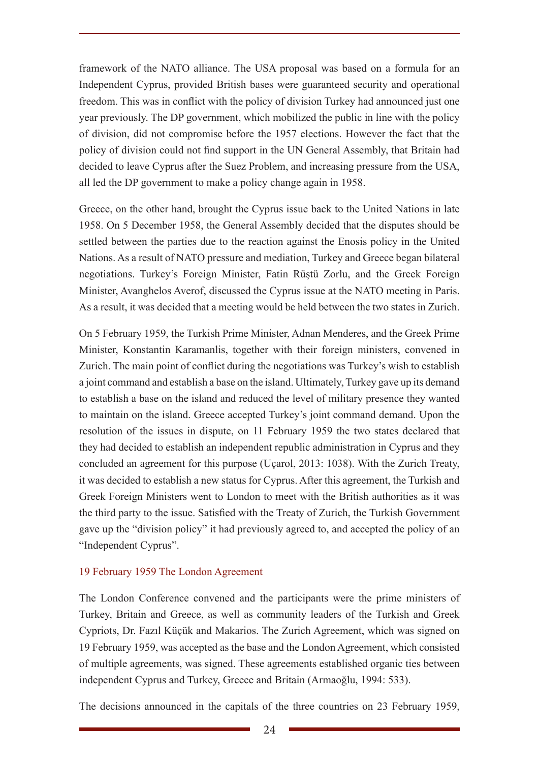framework of the NATO alliance. The USA proposal was based on a formula for an Independent Cyprus, provided British bases were guaranteed security and operational freedom. This was in conflict with the policy of division Turkey had announced just one year previously. The DP government, which mobilized the public in line with the policy of division, did not compromise before the 1957 elections. However the fact that the policy of division could not find support in the UN General Assembly, that Britain had decided to leave Cyprus after the Suez Problem, and increasing pressure from the USA, all led the DP government to make a policy change again in 1958.

Greece, on the other hand, brought the Cyprus issue back to the United Nations in late 1958. On 5 December 1958, the General Assembly decided that the disputes should be settled between the parties due to the reaction against the Enosis policy in the United Nations. As a result of NATO pressure and mediation, Turkey and Greece began bilateral negotiations. Turkey's Foreign Minister, Fatin Rüştü Zorlu, and the Greek Foreign Minister, Avanghelos Averof, discussed the Cyprus issue at the NATO meeting in Paris. As a result, it was decided that a meeting would be held between the two states in Zurich.

On 5 February 1959, the Turkish Prime Minister, Adnan Menderes, and the Greek Prime Minister, Konstantin Karamanlis, together with their foreign ministers, convened in Zurich. The main point of conflict during the negotiations was Turkey's wish to establish a joint command and establish a base on the island. Ultimately, Turkey gave up its demand to establish a base on the island and reduced the level of military presence they wanted to maintain on the island. Greece accepted Turkey's joint command demand. Upon the resolution of the issues in dispute, on 11 February 1959 the two states declared that they had decided to establish an independent republic administration in Cyprus and they concluded an agreement for this purpose (Uçarol, 2013: 1038). With the Zurich Treaty, it was decided to establish a new status for Cyprus. After this agreement, the Turkish and Greek Foreign Ministers went to London to meet with the British authorities as it was the third party to the issue. Satisfied with the Treaty of Zurich, the Turkish Government gave up the "division policy" it had previously agreed to, and accepted the policy of an "Independent Cyprus".

### 19 February 1959 The London Agreement

The London Conference convened and the participants were the prime ministers of Turkey, Britain and Greece, as well as community leaders of the Turkish and Greek Cypriots, Dr. Fazıl Küçük and Makarios. The Zurich Agreement, which was signed on 19 February 1959, was accepted as the base and the London Agreement, which consisted of multiple agreements, was signed. These agreements established organic ties between independent Cyprus and Turkey, Greece and Britain (Armaoğlu, 1994: 533).

The decisions announced in the capitals of the three countries on 23 February 1959,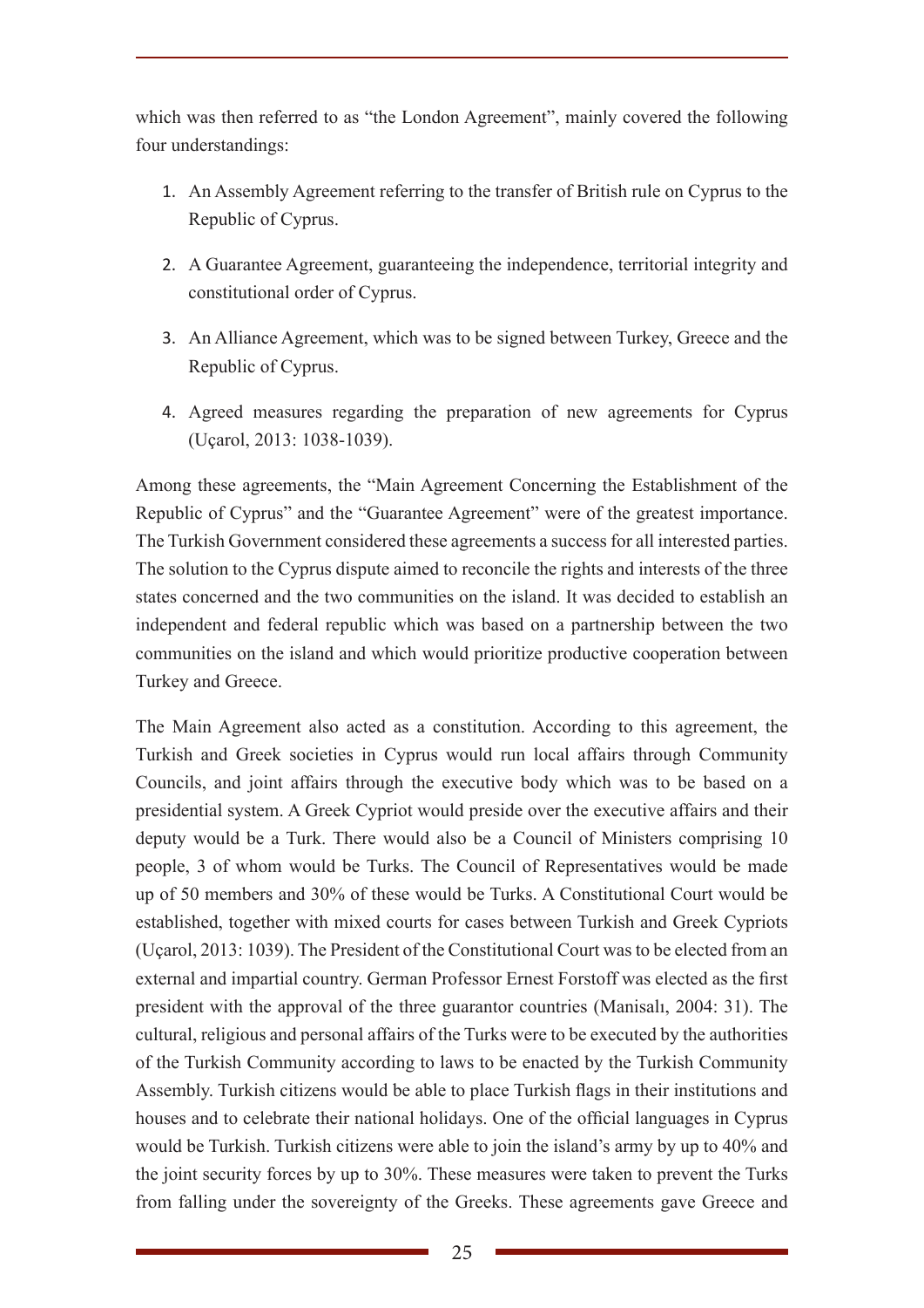which was then referred to as "the London Agreement", mainly covered the following four understandings:

1. An Assembly Agreement referring to the transfer of British rule on Cyprus to the Republic of Cyprus.
2. A Guarantee Agreement, guaranteeing the independence, territorial integrity and constitutional order of Cyprus.
3. An Alliance Agreement, which was to be signed between Turkey, Greece and the Republic of Cyprus.
4. Agreed measures regarding the preparation of new agreements for Cyprus (Uçarol, 2013: 1038-1039).

Among these agreements, the "Main Agreement Concerning the Establishment of the Republic of Cyprus" and the "Guarantee Agreement" were of the greatest importance. The Turkish Government considered these agreements a success for all interested parties. The solution to the Cyprus dispute aimed to reconcile the rights and interests of the three states concerned and the two communities on the island. It was decided to establish an independent and federal republic which was based on a partnership between the two communities on the island and which would prioritize productive cooperation between Turkey and Greece.

The Main Agreement also acted as a constitution. According to this agreement, the Turkish and Greek societies in Cyprus would run local affairs through Community Councils, and joint affairs through the executive body which was to be based on a presidential system. A Greek Cypriot would preside over the executive affairs and their deputy would be a Turk. There would also be a Council of Ministers comprising 10 people, 3 of whom would be Turks. The Council of Representatives would be made up of 50 members and 30% of these would be Turks. A Constitutional Court would be established, together with mixed courts for cases between Turkish and Greek Cypriots (Uçarol, 2013: 1039). The President of the Constitutional Court was to be elected from an external and impartial country. German Professor Ernest Forstoff was elected as the first president with the approval of the three guarantor countries (Manisalı, 2004: 31). The cultural, religious and personal affairs of the Turks were to be executed by the authorities of the Turkish Community according to laws to be enacted by the Turkish Community Assembly. Turkish citizens would be able to place Turkish flags in their institutions and houses and to celebrate their national holidays. One of the official languages in Cyprus would be Turkish. Turkish citizens were able to join the island's army by up to 40% and the joint security forces by up to 30%. These measures were taken to prevent the Turks from falling under the sovereignty of the Greeks. These agreements gave Greece and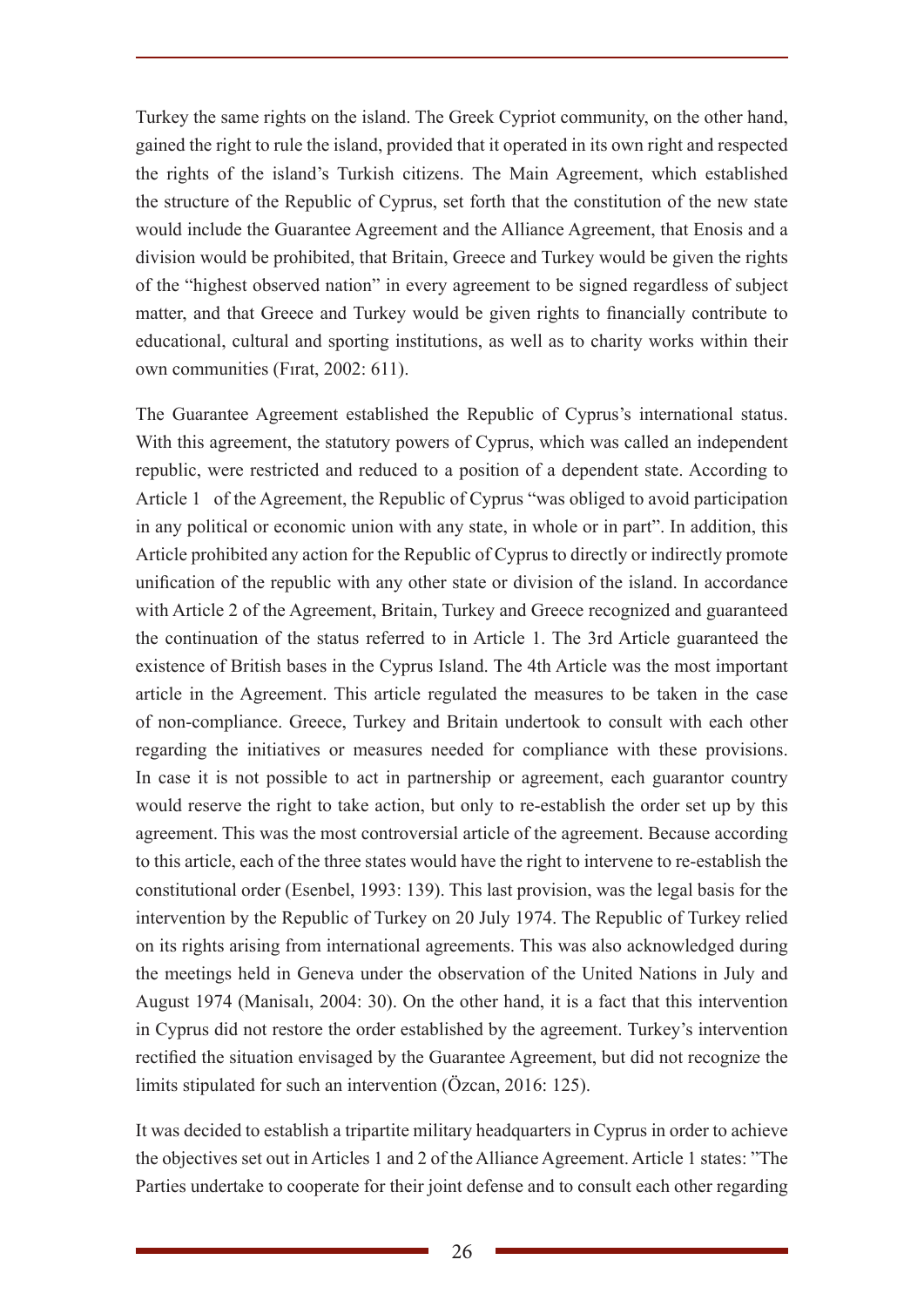Turkey the same rights on the island. The Greek Cypriot community, on the other hand, gained the right to rule the island, provided that it operated in its own right and respected the rights of the island's Turkish citizens. The Main Agreement, which established the structure of the Republic of Cyprus, set forth that the constitution of the new state would include the Guarantee Agreement and the Alliance Agreement, that Enosis and a division would be prohibited, that Britain, Greece and Turkey would be given the rights of the "highest observed nation" in every agreement to be signed regardless of subject matter, and that Greece and Turkey would be given rights to financially contribute to educational, cultural and sporting institutions, as well as to charity works within their own communities (Fırat, 2002: 611).

The Guarantee Agreement established the Republic of Cyprus's international status. With this agreement, the statutory powers of Cyprus, which was called an independent republic, were restricted and reduced to a position of a dependent state. According to Article 1 of the Agreement, the Republic of Cyprus "was obliged to avoid participation in any political or economic union with any state, in whole or in part". In addition, this Article prohibited any action for the Republic of Cyprus to directly or indirectly promote unification of the republic with any other state or division of the island. In accordance with Article 2 of the Agreement, Britain, Turkey and Greece recognized and guaranteed the continuation of the status referred to in Article 1. The 3rd Article guaranteed the existence of British bases in the Cyprus Island. The 4th Article was the most important article in the Agreement. This article regulated the measures to be taken in the case of non-compliance. Greece, Turkey and Britain undertook to consult with each other regarding the initiatives or measures needed for compliance with these provisions. In case it is not possible to act in partnership or agreement, each guarantor country would reserve the right to take action, but only to re-establish the order set up by this agreement. This was the most controversial article of the agreement. Because according to this article, each of the three states would have the right to intervene to re-establish the constitutional order (Esenbel, 1993: 139). This last provision, was the legal basis for the intervention by the Republic of Turkey on 20 July 1974. The Republic of Turkey relied on its rights arising from international agreements. This was also acknowledged during the meetings held in Geneva under the observation of the United Nations in July and August 1974 (Manisalı, 2004: 30). On the other hand, it is a fact that this intervention in Cyprus did not restore the order established by the agreement. Turkey's intervention rectified the situation envisaged by the Guarantee Agreement, but did not recognize the limits stipulated for such an intervention (Özcan, 2016: 125).

It was decided to establish a tripartite military headquarters in Cyprus in order to achieve the objectives set out in Articles 1 and 2 of the Alliance Agreement. Article 1 states: "The Parties undertake to cooperate for their joint defense and to consult each other regarding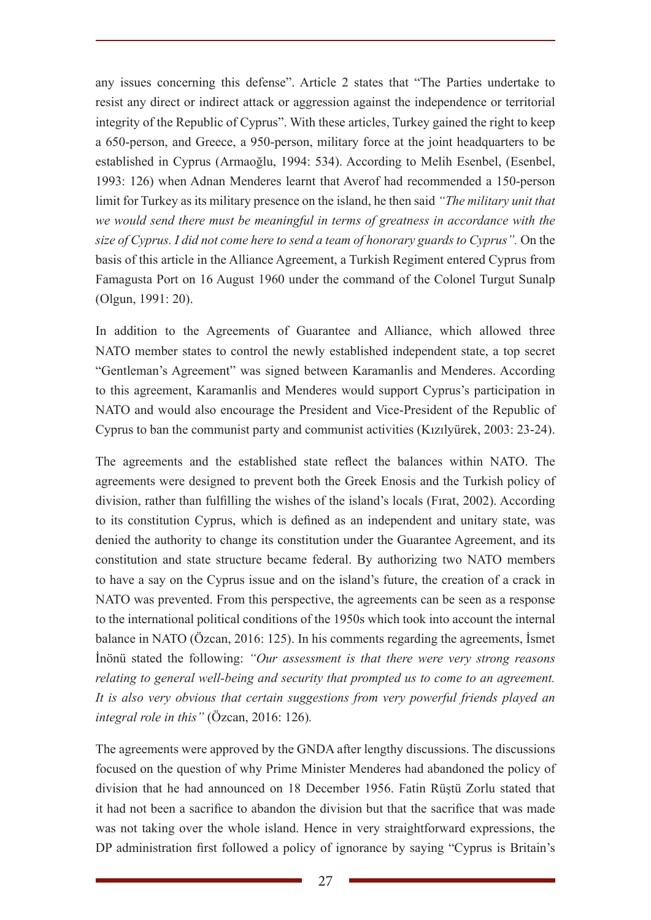any issues concerning this defense". Article 2 states that "The Parties undertake to resist any direct or indirect attack or aggression against the independence or territorial integrity of the Republic of Cyprus". With these articles, Turkey gained the right to keep a 650-person, and Greece, a 950-person, military force at the joint headquarters to be established in Cyprus (Armaoğlu, 1994: 534). According to Melih Esenbel, (Esenbel, 1993: 126) when Adnan Menderes learnt that Averof had recommended a 150-person limit for Turkey as its military presence on the island, he then said *"The military unit that we would send there must be meaningful in terms of greatness in accordance with the size of Cyprus. I did not come here to send a team of honorary guards to Cyprus".* On the basis of this article in the Alliance Agreement, a Turkish Regiment entered Cyprus from Famagusta Port on 16 August 1960 under the command of the Colonel Turgut Sunalp (Olgun, 1991: 20).

In addition to the Agreements of Guarantee and Alliance, which allowed three NATO member states to control the newly established independent state, a top secret "Gentleman's Agreement" was signed between Karamanlis and Menderes. According to this agreement, Karamanlis and Menderes would support Cyprus's participation in NATO and would also encourage the President and Vice-President of the Republic of Cyprus to ban the communist party and communist activities (Kızılyürek, 2003: 23-24).

The agreements and the established state reflect the balances within NATO. The agreements were designed to prevent both the Greek Enosis and the Turkish policy of division, rather than fulfilling the wishes of the island's locals (Fırat, 2002). According to its constitution Cyprus, which is defined as an independent and unitary state, was denied the authority to change its constitution under the Guarantee Agreement, and its constitution and state structure became federal. By authorizing two NATO members to have a say on the Cyprus issue and on the island's future, the creation of a crack in NATO was prevented. From this perspective, the agreements can be seen as a response to the international political conditions of the 1950s which took into account the internal balance in NATO (Özcan, 2016: 125). In his comments regarding the agreements, İsmet İnönü stated the following: *"Our assessment is that there were very strong reasons relating to general well-being and security that prompted us to come to an agreement. It is also very obvious that certain suggestions from very powerful friends played an integral role in this"* (Özcan, 2016: 126).

The agreements were approved by the GNDA after lengthy discussions. The discussions focused on the question of why Prime Minister Menderes had abandoned the policy of division that he had announced on 18 December 1956. Fatin Rüştü Zorlu stated that it had not been a sacrifice to abandon the division but that the sacrifice that was made was not taking over the whole island. Hence in very straightforward expressions, the DP administration first followed a policy of ignorance by saying "Cyprus is Britain's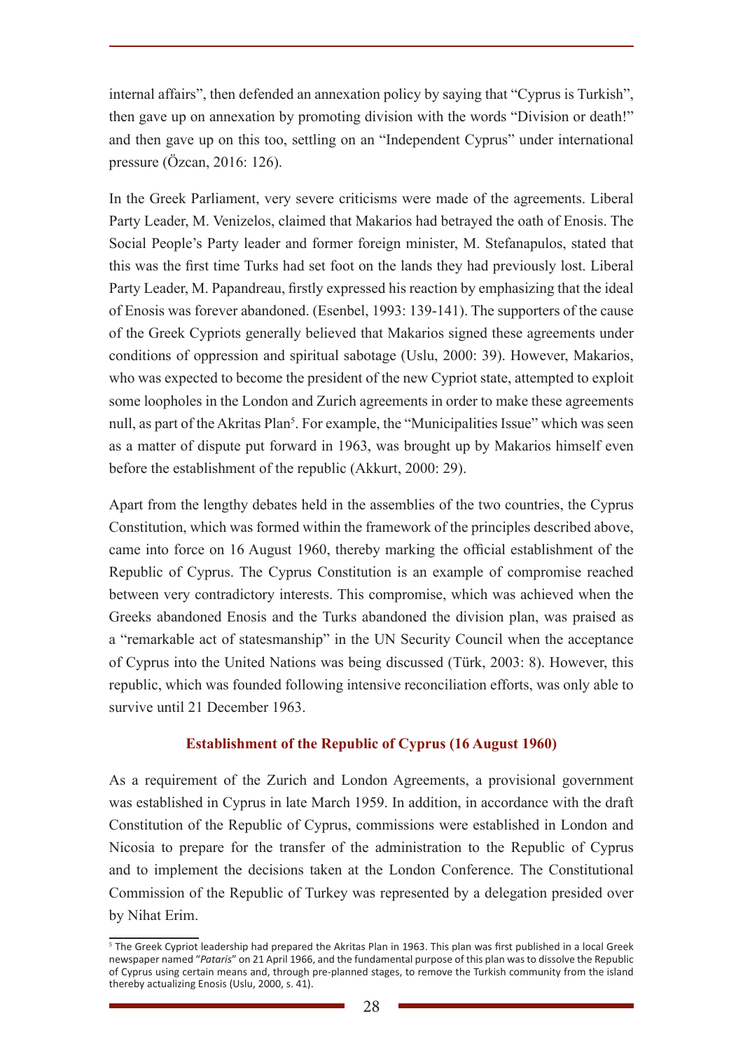internal affairs", then defended an annexation policy by saying that "Cyprus is Turkish", then gave up on annexation by promoting division with the words "Division or death!" and then gave up on this too, settling on an "Independent Cyprus" under international pressure (Özcan, 2016: 126).

In the Greek Parliament, very severe criticisms were made of the agreements. Liberal Party Leader, M. Venizelos, claimed that Makarios had betrayed the oath of Enosis. The Social People's Party leader and former foreign minister, M. Stefanapulos, stated that this was the first time Turks had set foot on the lands they had previously lost. Liberal Party Leader, M. Papandreau, firstly expressed his reaction by emphasizing that the ideal of Enosis was forever abandoned. (Esenbel, 1993: 139-141). The supporters of the cause of the Greek Cypriots generally believed that Makarios signed these agreements under conditions of oppression and spiritual sabotage (Uslu, 2000: 39). However, Makarios, who was expected to become the president of the new Cypriot state, attempted to exploit some loopholes in the London and Zurich agreements in order to make these agreements null, as part of the Akritas Plan[5]. For example, the "Municipalities Issue" which was seen as a matter of dispute put forward in 1963, was brought up by Makarios himself even before the establishment of the republic (Akkurt, 2000: 29).

Apart from the lengthy debates held in the assemblies of the two countries, the Cyprus Constitution, which was formed within the framework of the principles described above, came into force on 16 August 1960, thereby marking the official establishment of the Republic of Cyprus. The Cyprus Constitution is an example of compromise reached between very contradictory interests. This compromise, which was achieved when the Greeks abandoned Enosis and the Turks abandoned the division plan, was praised as a "remarkable act of statesmanship" in the UN Security Council when the acceptance of Cyprus into the United Nations was being discussed (Türk, 2003: 8). However, this republic, which was founded following intensive reconciliation efforts, was only able to survive until 21 December 1963.

## Establishment of the Republic of Cyprus (16 August 1960)

As a requirement of the Zurich and London Agreements, a provisional government was established in Cyprus in late March 1959. In addition, in accordance with the draft Constitution of the Republic of Cyprus, commissions were established in London and Nicosia to prepare for the transfer of the administration to the Republic of Cyprus and to implement the decisions taken at the London Conference. The Constitutional Commission of the Republic of Turkey was represented by a delegation presided over by Nihat Erim.

[5] The Greek Cypriot leadership had prepared the Akritas Plan in 1963. This plan was first published in a local Greek newspaper named "*Pataris*" on 21 April 1966, and the fundamental purpose of this plan was to dissolve the Republic of Cyprus using certain means and, through pre-planned stages, to remove the Turkish community from the island thereby actualizing Enosis (Uslu, 2000, s. 41).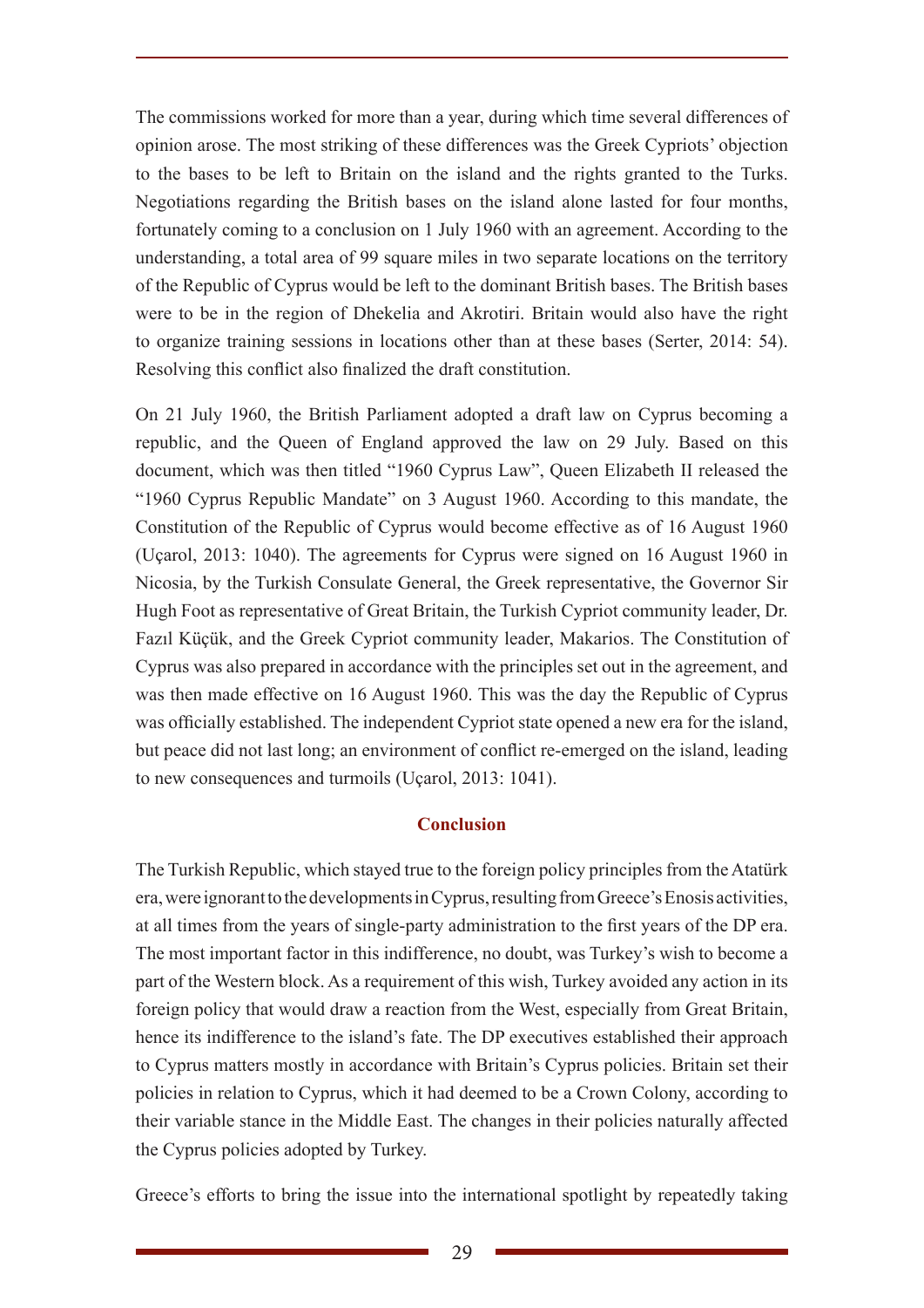The commissions worked for more than a year, during which time several differences of opinion arose. The most striking of these differences was the Greek Cypriots' objection to the bases to be left to Britain on the island and the rights granted to the Turks. Negotiations regarding the British bases on the island alone lasted for four months, fortunately coming to a conclusion on 1 July 1960 with an agreement. According to the understanding, a total area of 99 square miles in two separate locations on the territory of the Republic of Cyprus would be left to the dominant British bases. The British bases were to be in the region of Dhekelia and Akrotiri. Britain would also have the right to organize training sessions in locations other than at these bases (Serter, 2014: 54). Resolving this conflict also finalized the draft constitution.

On 21 July 1960, the British Parliament adopted a draft law on Cyprus becoming a republic, and the Queen of England approved the law on 29 July. Based on this document, which was then titled "1960 Cyprus Law", Queen Elizabeth II released the "1960 Cyprus Republic Mandate" on 3 August 1960. According to this mandate, the Constitution of the Republic of Cyprus would become effective as of 16 August 1960 (Uçarol, 2013: 1040). The agreements for Cyprus were signed on 16 August 1960 in Nicosia, by the Turkish Consulate General, the Greek representative, the Governor Sir Hugh Foot as representative of Great Britain, the Turkish Cypriot community leader, Dr. Fazıl Küçük, and the Greek Cypriot community leader, Makarios. The Constitution of Cyprus was also prepared in accordance with the principles set out in the agreement, and was then made effective on 16 August 1960. This was the day the Republic of Cyprus was officially established. The independent Cypriot state opened a new era for the island, but peace did not last long; an environment of conflict re-emerged on the island, leading to new consequences and turmoils (Uçarol, 2013: 1041).

## Conclusion

The Turkish Republic, which stayed true to the foreign policy principles from the Atatürk era, were ignorant to the developments in Cyprus, resulting from Greece's Enosis activities, at all times from the years of single-party administration to the first years of the DP era. The most important factor in this indifference, no doubt, was Turkey's wish to become a part of the Western block. As a requirement of this wish, Turkey avoided any action in its foreign policy that would draw a reaction from the West, especially from Great Britain, hence its indifference to the island's fate. The DP executives established their approach to Cyprus matters mostly in accordance with Britain's Cyprus policies. Britain set their policies in relation to Cyprus, which it had deemed to be a Crown Colony, according to their variable stance in the Middle East. The changes in their policies naturally affected the Cyprus policies adopted by Turkey.

Greece's efforts to bring the issue into the international spotlight by repeatedly taking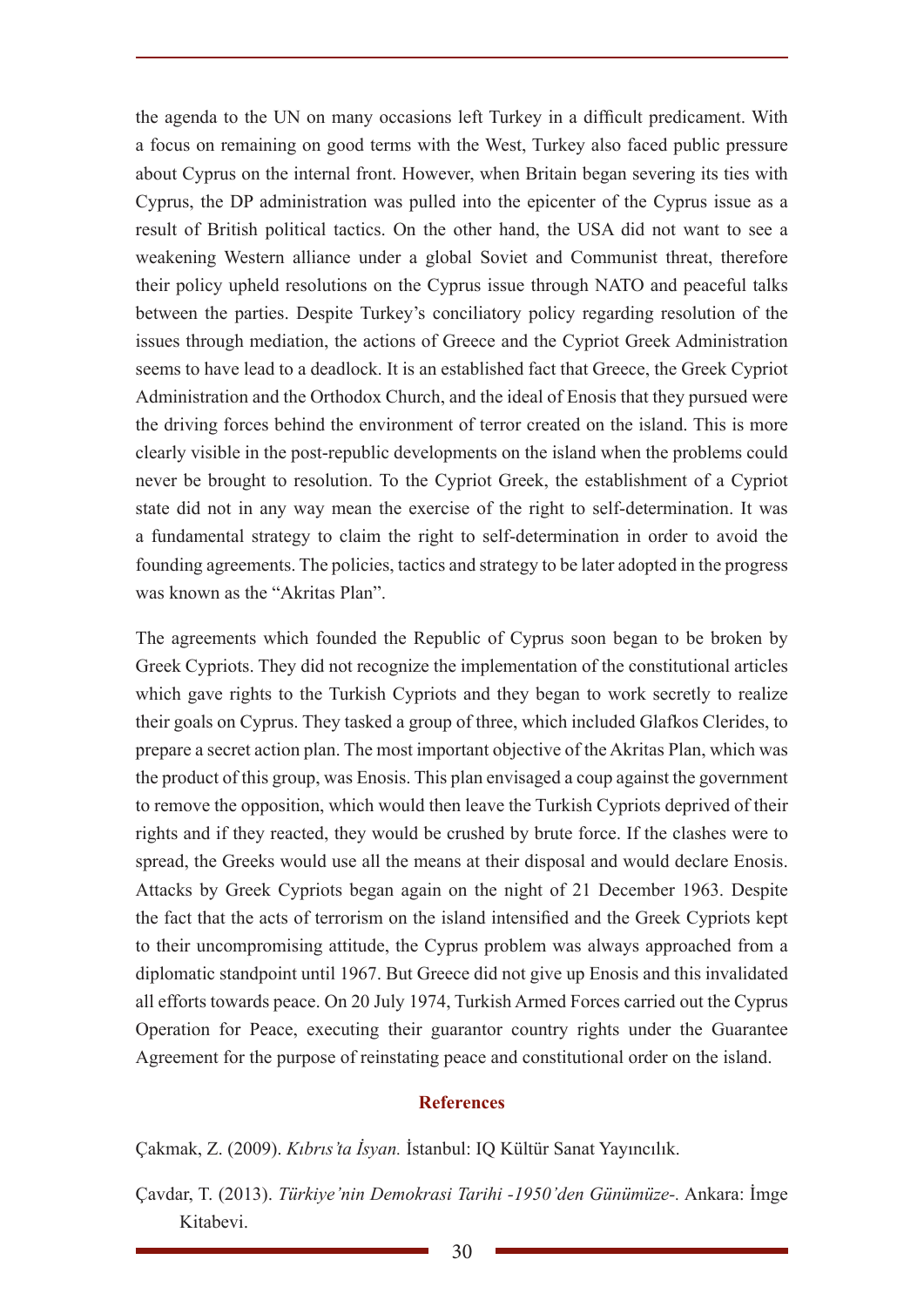the agenda to the UN on many occasions left Turkey in a difficult predicament. With a focus on remaining on good terms with the West, Turkey also faced public pressure about Cyprus on the internal front. However, when Britain began severing its ties with Cyprus, the DP administration was pulled into the epicenter of the Cyprus issue as a result of British political tactics. On the other hand, the USA did not want to see a weakening Western alliance under a global Soviet and Communist threat, therefore their policy upheld resolutions on the Cyprus issue through NATO and peaceful talks between the parties. Despite Turkey's conciliatory policy regarding resolution of the issues through mediation, the actions of Greece and the Cypriot Greek Administration seems to have lead to a deadlock. It is an established fact that Greece, the Greek Cypriot Administration and the Orthodox Church, and the ideal of Enosis that they pursued were the driving forces behind the environment of terror created on the island. This is more clearly visible in the post-republic developments on the island when the problems could never be brought to resolution. To the Cypriot Greek, the establishment of a Cypriot state did not in any way mean the exercise of the right to self-determination. It was a fundamental strategy to claim the right to self-determination in order to avoid the founding agreements. The policies, tactics and strategy to be later adopted in the progress was known as the "Akritas Plan".

The agreements which founded the Republic of Cyprus soon began to be broken by Greek Cypriots. They did not recognize the implementation of the constitutional articles which gave rights to the Turkish Cypriots and they began to work secretly to realize their goals on Cyprus. They tasked a group of three, which included Glafkos Clerides, to prepare a secret action plan. The most important objective of the Akritas Plan, which was the product of this group, was Enosis. This plan envisaged a coup against the government to remove the opposition, which would then leave the Turkish Cypriots deprived of their rights and if they reacted, they would be crushed by brute force. If the clashes were to spread, the Greeks would use all the means at their disposal and would declare Enosis. Attacks by Greek Cypriots began again on the night of 21 December 1963. Despite the fact that the acts of terrorism on the island intensified and the Greek Cypriots kept to their uncompromising attitude, the Cyprus problem was always approached from a diplomatic standpoint until 1967. But Greece did not give up Enosis and this invalidated all efforts towards peace. On 20 July 1974, Turkish Armed Forces carried out the Cyprus Operation for Peace, executing their guarantor country rights under the Guarantee Agreement for the purpose of reinstating peace and constitutional order on the island.

## References

Çakmak, Z. (2009). *Kıbrıs'ta İsyan.* İstanbul: IQ Kültür Sanat Yayıncılık.

Çavdar, T. (2013). *Türkiye'nin Demokrasi Tarihi -1950'den Günümüze-.* Ankara: İmge Kitabevi.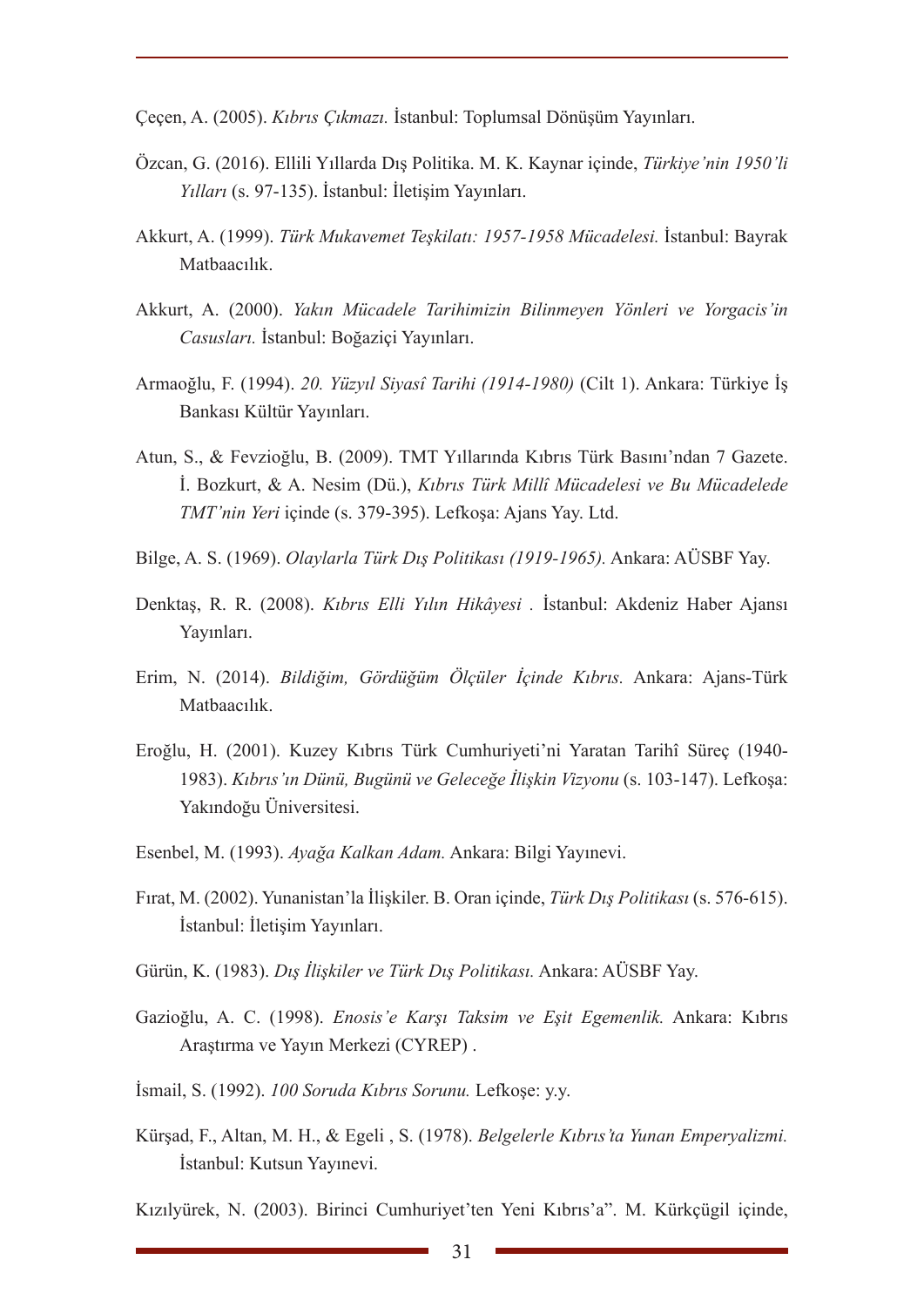Çeçen, A. (2005). *Kıbrıs Çıkmazı.* İstanbul: Toplumsal Dönüşüm Yayınları.

Özcan, G. (2016). Ellili Yıllarda Dış Politika. M. K. Kaynar içinde, *Türkiye'nin 1950'li Yılları* (s. 97-135). İstanbul: İletişim Yayınları.

Akkurt, A. (1999). *Türk Mukavemet Teşkilatı: 1957-1958 Mücadelesi.* İstanbul: Bayrak Matbaacılık.

Akkurt, A. (2000). *Yakın Mücadele Tarihimizin Bilinmeyen Yönleri ve Yorgacis'in Casusları.* İstanbul: Boğaziçi Yayınları.

Armaoğlu, F. (1994). *20. Yüzyıl Siyasî Tarihi (1914-1980)* (Cilt 1). Ankara: Türkiye İş Bankası Kültür Yayınları.

Atun, S., & Fevzioğlu, B. (2009). TMT Yıllarında Kıbrıs Türk Basını'ndan 7 Gazete. İ. Bozkurt, & A. Nesim (Dü.), *Kıbrıs Türk Millî Mücadelesi ve Bu Mücadelede TMT'nin Yeri* içinde (s. 379-395). Lefkoşa: Ajans Yay. Ltd.

Bilge, A. S. (1969). *Olaylarla Türk Dış Politikası (1919-1965).* Ankara: AÜSBF Yay.

Denktaş, R. R. (2008). *Kıbrıs Elli Yılın Hikâyesi* . İstanbul: Akdeniz Haber Ajansı Yayınları.

Erim, N. (2014). *Bildiğim, Gördüğüm Ölçüler İçinde Kıbrıs.* Ankara: Ajans-Türk Matbaacılık.

Eroğlu, H. (2001). Kuzey Kıbrıs Türk Cumhuriyeti'ni Yaratan Tarihî Süreç (1940-1983). *Kıbrıs'ın Dünü, Bugünü ve Geleceğe İlişkin Vizyonu* (s. 103-147). Lefkoşa: Yakındoğu Üniversitesi.

Esenbel, M. (1993). *Ayağa Kalkan Adam.* Ankara: Bilgi Yayınevi.

Fırat, M. (2002). Yunanistan'la İlişkiler. B. Oran içinde, *Türk Dış Politikası* (s. 576-615). İstanbul: İletişim Yayınları.

Gürün, K. (1983). *Dış İlişkiler ve Türk Dış Politikası.* Ankara: AÜSBF Yay.

Gazioğlu, A. C. (1998). *Enosis'e Karşı Taksim ve Eşit Egemenlik.* Ankara: Kıbrıs Araştırma ve Yayın Merkezi (CYREP) .

İsmail, S. (1992). *100 Soruda Kıbrıs Sorunu.* Lefkoşe: y.y.

Kürşad, F., Altan, M. H., & Egeli , S. (1978). *Belgelerle Kıbrıs'ta Yunan Emperyalizmi.* İstanbul: Kutsun Yayınevi.

Kızılyürek, N. (2003). Birinci Cumhuriyet'ten Yeni Kıbrıs'a". M. Kürkçügil içinde,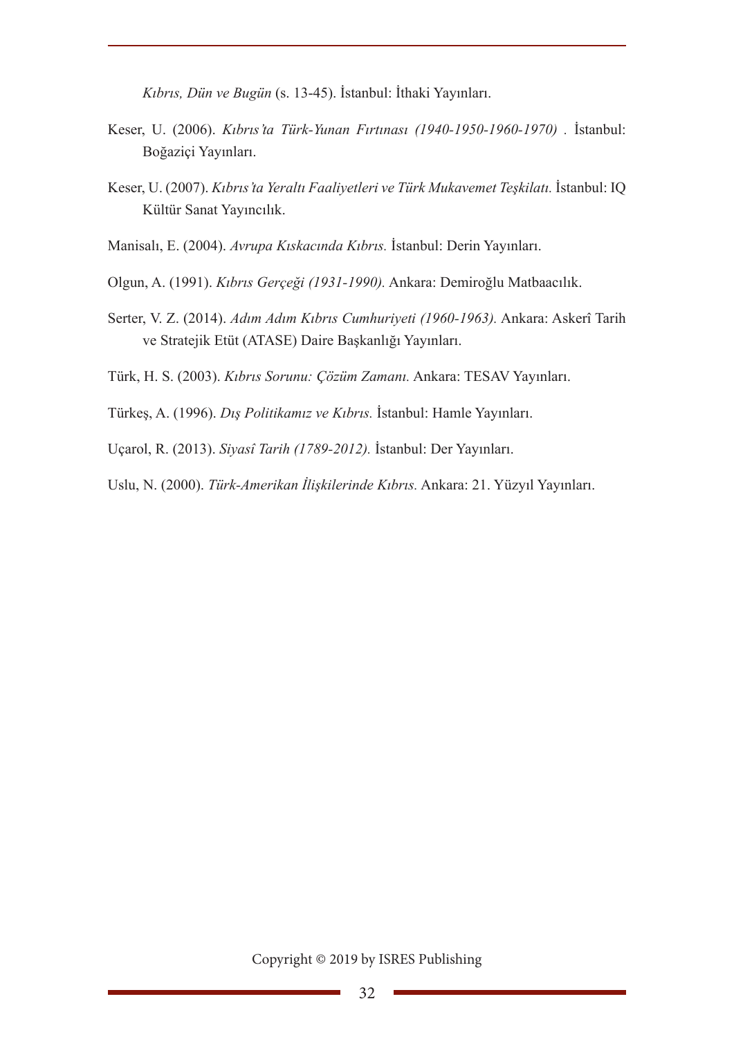*Kıbrıs, Dün ve Bugün* (s. 13-45). İstanbul: İthaki Yayınları.

Keser, U. (2006). *Kıbrıs'ta Türk-Yunan Fırtınası (1940-1950-1960-1970)* . İstanbul: Boğaziçi Yayınları.

Keser, U. (2007). *Kıbrıs'ta Yeraltı Faaliyetleri ve Türk Mukavemet Teşkilatı.* İstanbul: IQ Kültür Sanat Yayıncılık.

Manisalı, E. (2004). *Avrupa Kıskacında Kıbrıs.* İstanbul: Derin Yayınları.

Olgun, A. (1991). *Kıbrıs Gerçeği (1931-1990).* Ankara: Demiroğlu Matbaacılık.

Serter, V. Z. (2014). *Adım Adım Kıbrıs Cumhuriyeti (1960-1963).* Ankara: Askerî Tarih ve Stratejik Etüt (ATASE) Daire Başkanlığı Yayınları.

Türk, H. S. (2003). *Kıbrıs Sorunu: Çözüm Zamanı.* Ankara: TESAV Yayınları.

Türkeş, A. (1996). *Dış Politikamız ve Kıbrıs.* İstanbul: Hamle Yayınları.

Uçarol, R. (2013). *Siyasî Tarih (1789-2012).* İstanbul: Der Yayınları.

Uslu, N. (2000). *Türk-Amerikan İlişkilerinde Kıbrıs.* Ankara: 21. Yüzyıl Yayınları.

Copyright © 2019 by ISRES Publishing